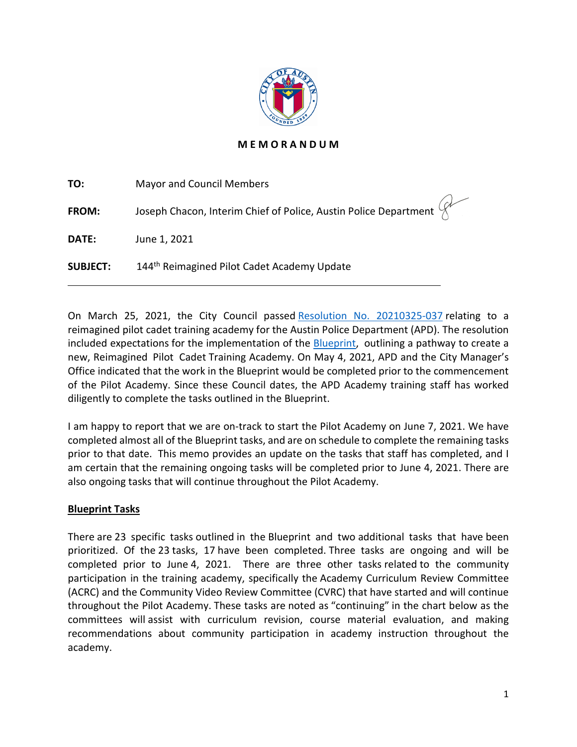# MEMORANDUM

**TO:** Mayor and Council Members

**FROM:** Joseph Chacon, Interim Chief of Police, Austin Police Department

**DATE:** June 1, 2021

**SUBJECT:** 144th Reimagined Pilot Cadet Academy Update

---

On March 25, 2021, the City Council passed Resolution No. 20210325-037 relating to a reimagined pilot cadet training academy for the Austin Police Department (APD). The resolution included expectations for the implementation of the Blueprint, outlining a pathway to create a new, Reimagined Pilot Cadet Training Academy. On May 4, 2021, APD and the City Manager's Office indicated that the work in the Blueprint would be completed prior to the commencement of the Pilot Academy. Since these Council dates, the APD Academy training staff has worked diligently to complete the tasks outlined in the Blueprint.

I am happy to report that we are on-track to start the Pilot Academy on June 7, 2021. We have completed almost all of the Blueprint tasks, and are on schedule to complete the remaining tasks prior to that date. This memo provides an update on the tasks that staff has completed, and I am certain that the remaining ongoing tasks will be completed prior to June 4, 2021. There are also ongoing tasks that will continue throughout the Pilot Academy.

## Blueprint Tasks

There are 23 specific tasks outlined in the Blueprint and two additional tasks that have been prioritized. Of the 23 tasks, 17 have been completed. Three tasks are ongoing and will be completed prior to June 4, 2021. There are three other tasks related to the community participation in the training academy, specifically the Academy Curriculum Review Committee (ACRC) and the Community Video Review Committee (CVRC) that have started and will continue throughout the Pilot Academy. These tasks are noted as "continuing" in the chart below as the committees will assist with curriculum revision, course material evaluation, and making recommendations about community participation in academy instruction throughout the academy.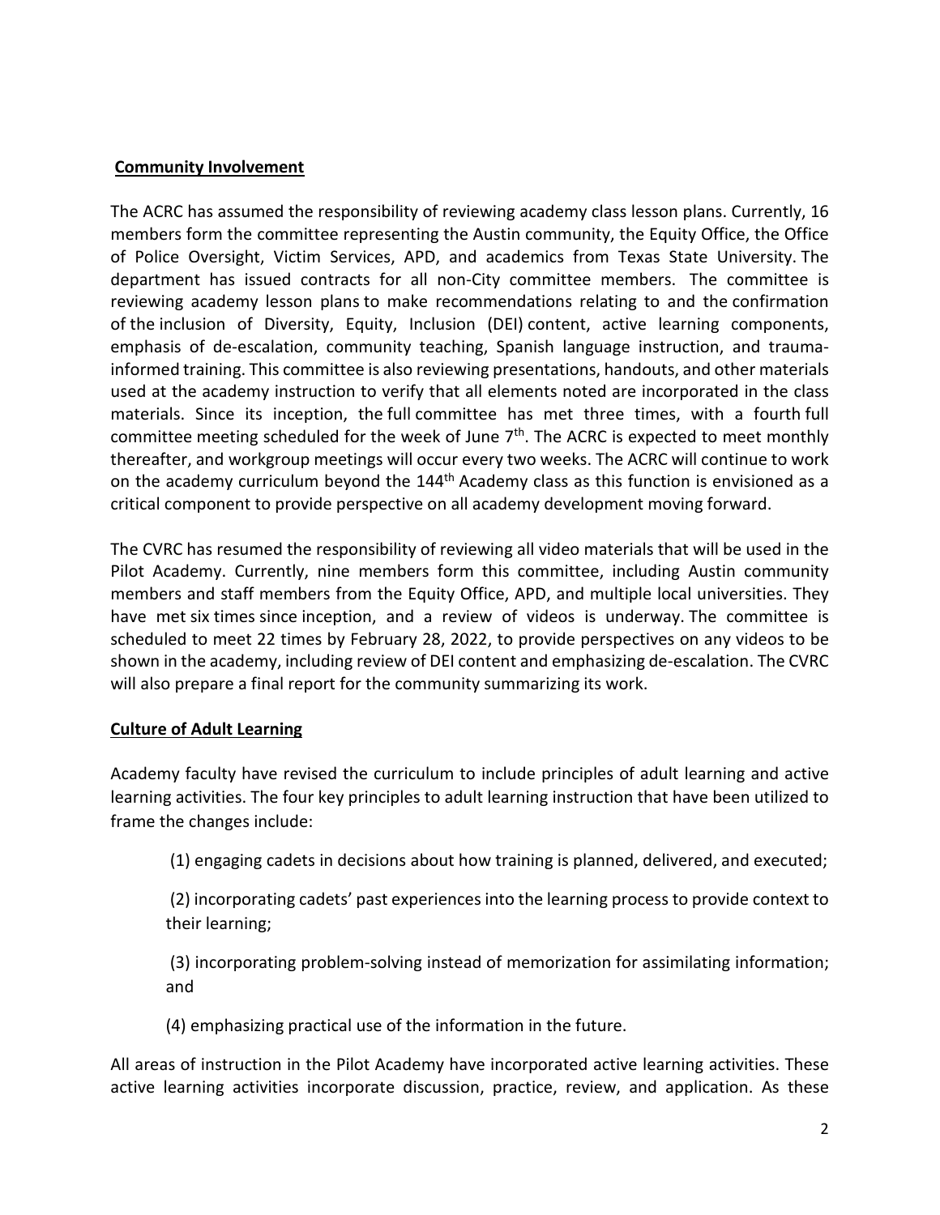**Community Involvement**

The ACRC has assumed the responsibility of reviewing academy class lesson plans. Currently, 16 members form the committee representing the Austin community, the Equity Office, the Office of Police Oversight, Victim Services, APD, and academics from Texas State University. The department has issued contracts for all non-City committee members. The committee is reviewing academy lesson plans to make recommendations relating to and the confirmation of the inclusion of Diversity, Equity, Inclusion (DEI) content, active learning components, emphasis of de-escalation, community teaching, Spanish language instruction, and trauma-informed training. This committee is also reviewing presentations, handouts, and other materials used at the academy instruction to verify that all elements noted are incorporated in the class materials. Since its inception, the full committee has met three times, with a fourth full committee meeting scheduled for the week of June 7th. The ACRC is expected to meet monthly thereafter, and workgroup meetings will occur every two weeks. The ACRC will continue to work on the academy curriculum beyond the 144th Academy class as this function is envisioned as a critical component to provide perspective on all academy development moving forward.

The CVRC has resumed the responsibility of reviewing all video materials that will be used in the Pilot Academy. Currently, nine members form this committee, including Austin community members and staff members from the Equity Office, APD, and multiple local universities. They have met six times since inception, and a review of videos is underway. The committee is scheduled to meet 22 times by February 28, 2022, to provide perspectives on any videos to be shown in the academy, including review of DEI content and emphasizing de-escalation. The CVRC will also prepare a final report for the community summarizing its work.

**Culture of Adult Learning**

Academy faculty have revised the curriculum to include principles of adult learning and active learning activities. The four key principles to adult learning instruction that have been utilized to frame the changes include:

(1) engaging cadets in decisions about how training is planned, delivered, and executed;

(2) incorporating cadets' past experiences into the learning process to provide context to their learning;

(3) incorporating problem-solving instead of memorization for assimilating information; and

(4) emphasizing practical use of the information in the future.

All areas of instruction in the Pilot Academy have incorporated active learning activities. These active learning activities incorporate discussion, practice, review, and application. As these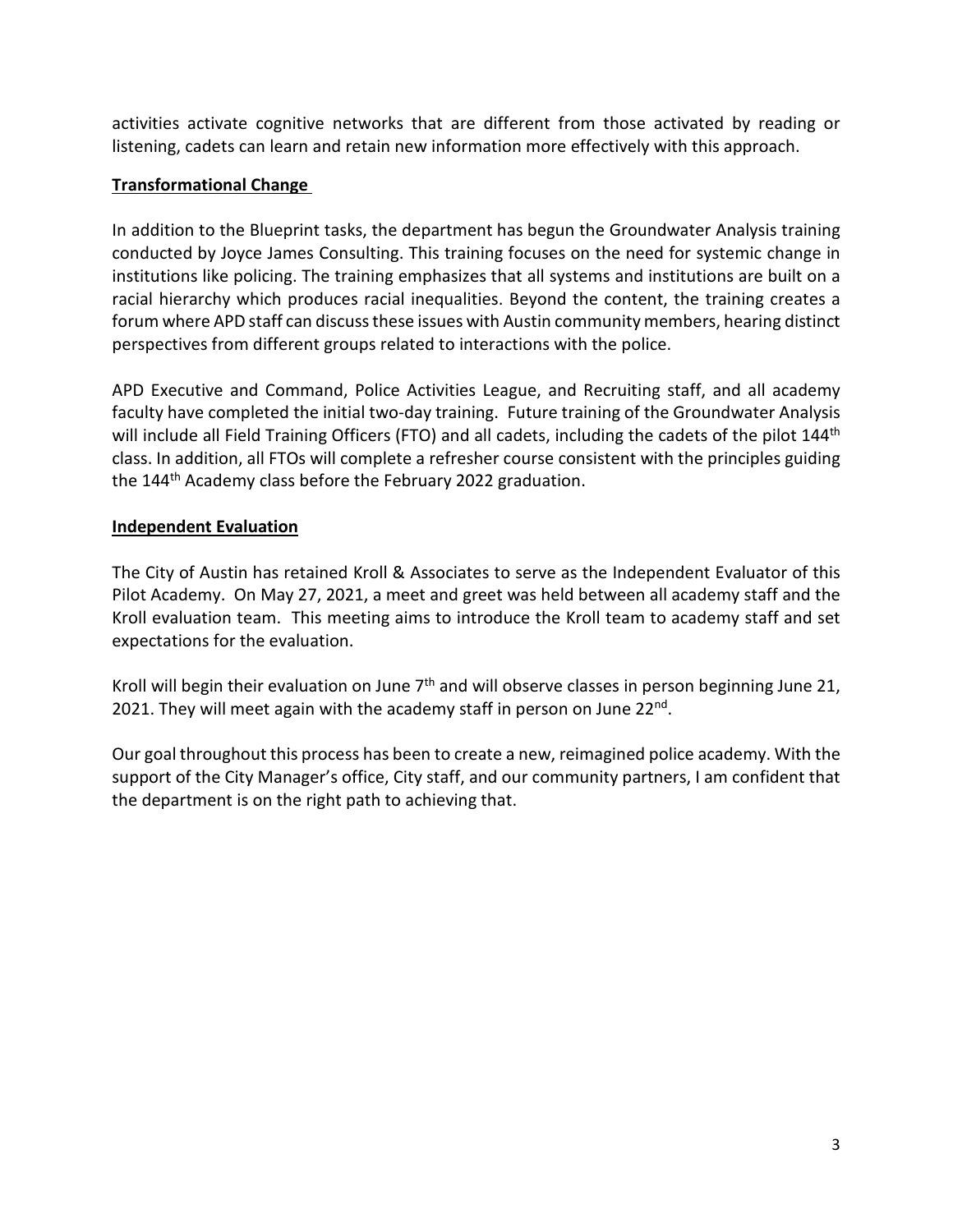activities activate cognitive networks that are different from those activated by reading or listening, cadets can learn and retain new information more effectively with this approach.

**Transformational Change**

In addition to the Blueprint tasks, the department has begun the Groundwater Analysis training conducted by Joyce James Consulting. This training focuses on the need for systemic change in institutions like policing. The training emphasizes that all systems and institutions are built on a racial hierarchy which produces racial inequalities. Beyond the content, the training creates a forum where APD staff can discuss these issues with Austin community members, hearing distinct perspectives from different groups related to interactions with the police.

APD Executive and Command, Police Activities League, and Recruiting staff, and all academy faculty have completed the initial two-day training. Future training of the Groundwater Analysis will include all Field Training Officers (FTO) and all cadets, including the cadets of the pilot 144th class. In addition, all FTOs will complete a refresher course consistent with the principles guiding the 144th Academy class before the February 2022 graduation.

**Independent Evaluation**

The City of Austin has retained Kroll & Associates to serve as the Independent Evaluator of this Pilot Academy. On May 27, 2021, a meet and greet was held between all academy staff and the Kroll evaluation team. This meeting aims to introduce the Kroll team to academy staff and set expectations for the evaluation.

Kroll will begin their evaluation on June 7th and will observe classes in person beginning June 21, 2021. They will meet again with the academy staff in person on June 22nd.

Our goal throughout this process has been to create a new, reimagined police academy. With the support of the City Manager's office, City staff, and our community partners, I am confident that the department is on the right path to achieving that.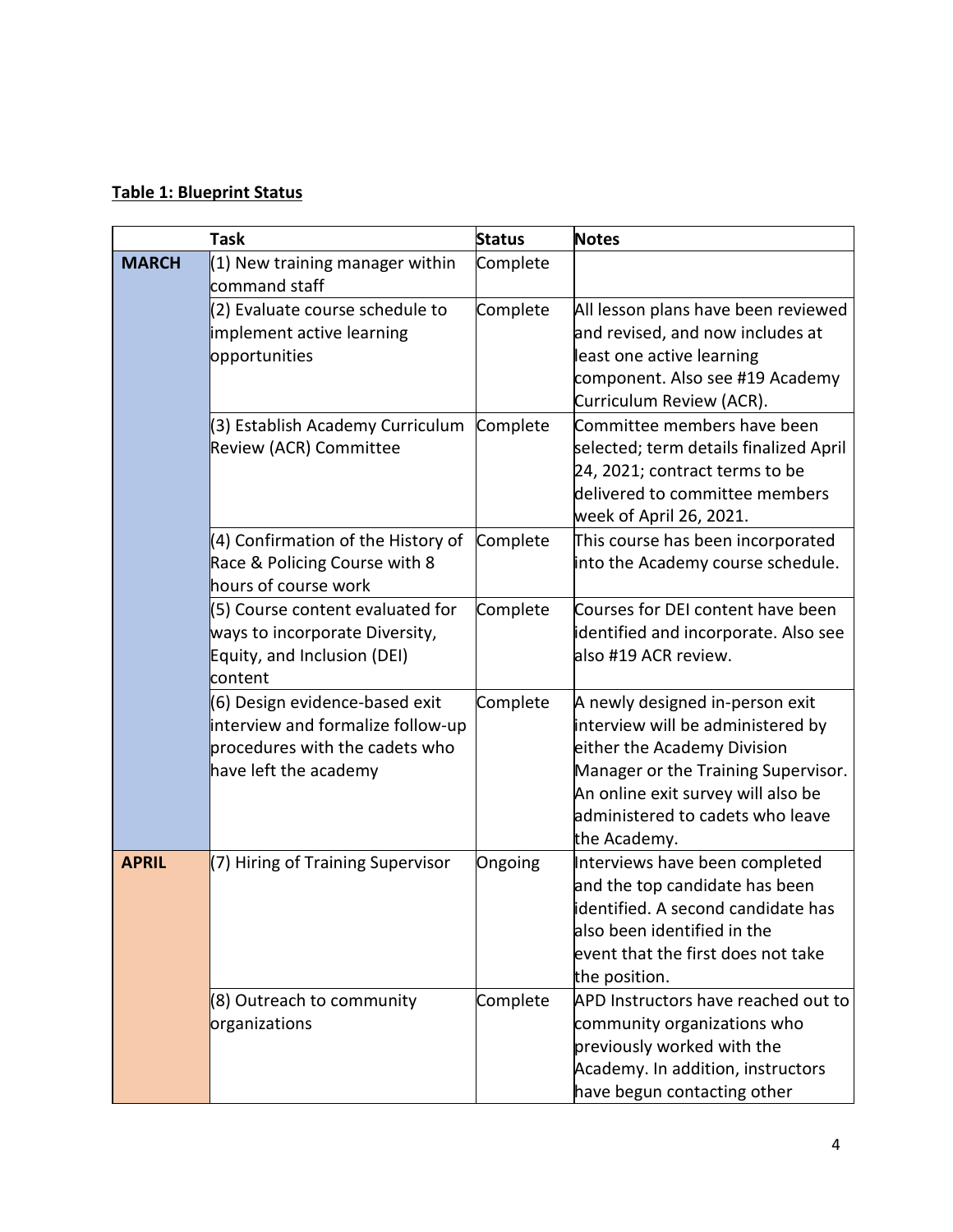**Table 1: Blueprint Status**

| | Task | Status | Notes |
|---|---|---|---|
| **MARCH** | (1) New training manager within command staff | Complete | |
| | (2) Evaluate course schedule to implement active learning opportunities | Complete | All lesson plans have been reviewed and revised, and now includes at least one active learning component. Also see #19 Academy Curriculum Review (ACR). |
| | (3) Establish Academy Curriculum Review (ACR) Committee | Complete | Committee members have been selected; term details finalized April 24, 2021; contract terms to be delivered to committee members week of April 26, 2021. |
| | (4) Confirmation of the History of Race & Policing Course with 8 hours of course work | Complete | This course has been incorporated into the Academy course schedule. |
| | (5) Course content evaluated for ways to incorporate Diversity, Equity, and Inclusion (DEI) content | Complete | Courses for DEI content have been identified and incorporate. Also see also #19 ACR review. |
| | (6) Design evidence-based exit interview and formalize follow-up procedures with the cadets who have left the academy | Complete | A newly designed in-person exit interview will be administered by either the Academy Division Manager or the Training Supervisor. An online exit survey will also be administered to cadets who leave the Academy. |
| **APRIL** | (7) Hiring of Training Supervisor | Ongoing | Interviews have been completed and the top candidate has been identified. A second candidate has also been identified in the event that the first does not take the position. |
| | (8) Outreach to community organizations | Complete | APD Instructors have reached out to community organizations who previously worked with the Academy. In addition, instructors have begun contacting other |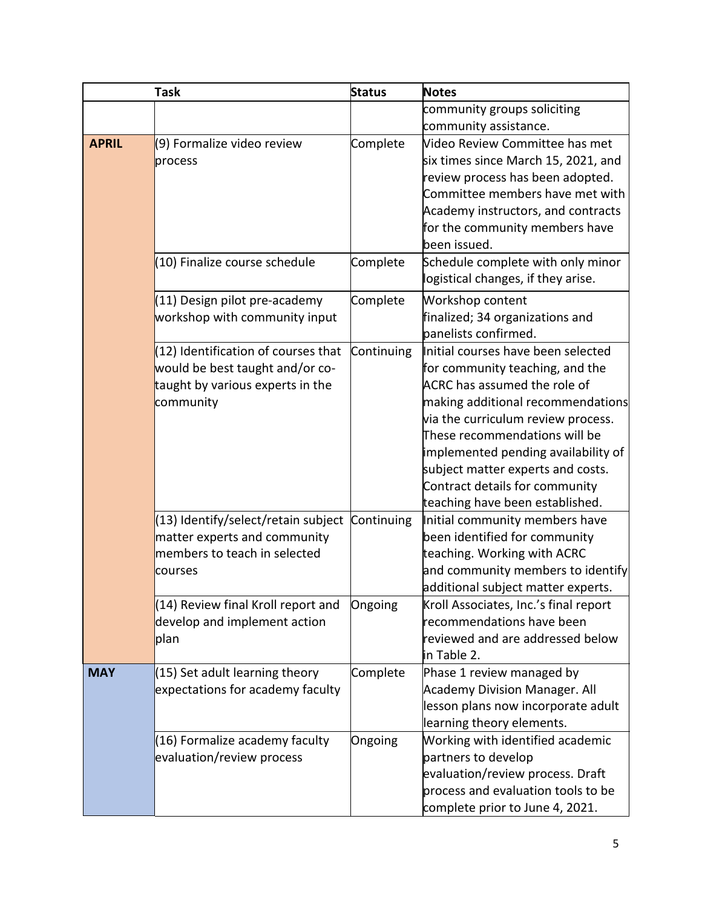| | Task | Status | Notes |
|---|---|---|---|
| | | | community groups soliciting community assistance. |
| **APRIL** | (9) Formalize video review process | Complete | Video Review Committee has met six times since March 15, 2021, and review process has been adopted. Committee members have met with Academy instructors, and contracts for the community members have been issued. |
| | (10) Finalize course schedule | Complete | Schedule complete with only minor logistical changes, if they arise. |
| | (11) Design pilot pre-academy workshop with community input | Complete | Workshop content finalized; 34 organizations and panelists confirmed. |
| | (12) Identification of courses that would be best taught and/or co-taught by various experts in the community | Continuing | Initial courses have been selected for community teaching, and the ACRC has assumed the role of making additional recommendations via the curriculum review process. These recommendations will be implemented pending availability of subject matter experts and costs. Contract details for community teaching have been established. |
| | (13) Identify/select/retain subject matter experts and community members to teach in selected courses | Continuing | Initial community members have been identified for community teaching. Working with ACRC and community members to identify additional subject matter experts. |
| | (14) Review final Kroll report and develop and implement action plan | Ongoing | Kroll Associates, Inc.'s final report recommendations have been reviewed and are addressed below in Table 2. |
| **MAY** | (15) Set adult learning theory expectations for academy faculty | Complete | Phase 1 review managed by Academy Division Manager. All lesson plans now incorporate adult learning theory elements. |
| | (16) Formalize academy faculty evaluation/review process | Ongoing | Working with identified academic partners to develop evaluation/review process. Draft process and evaluation tools to be complete prior to June 4, 2021. |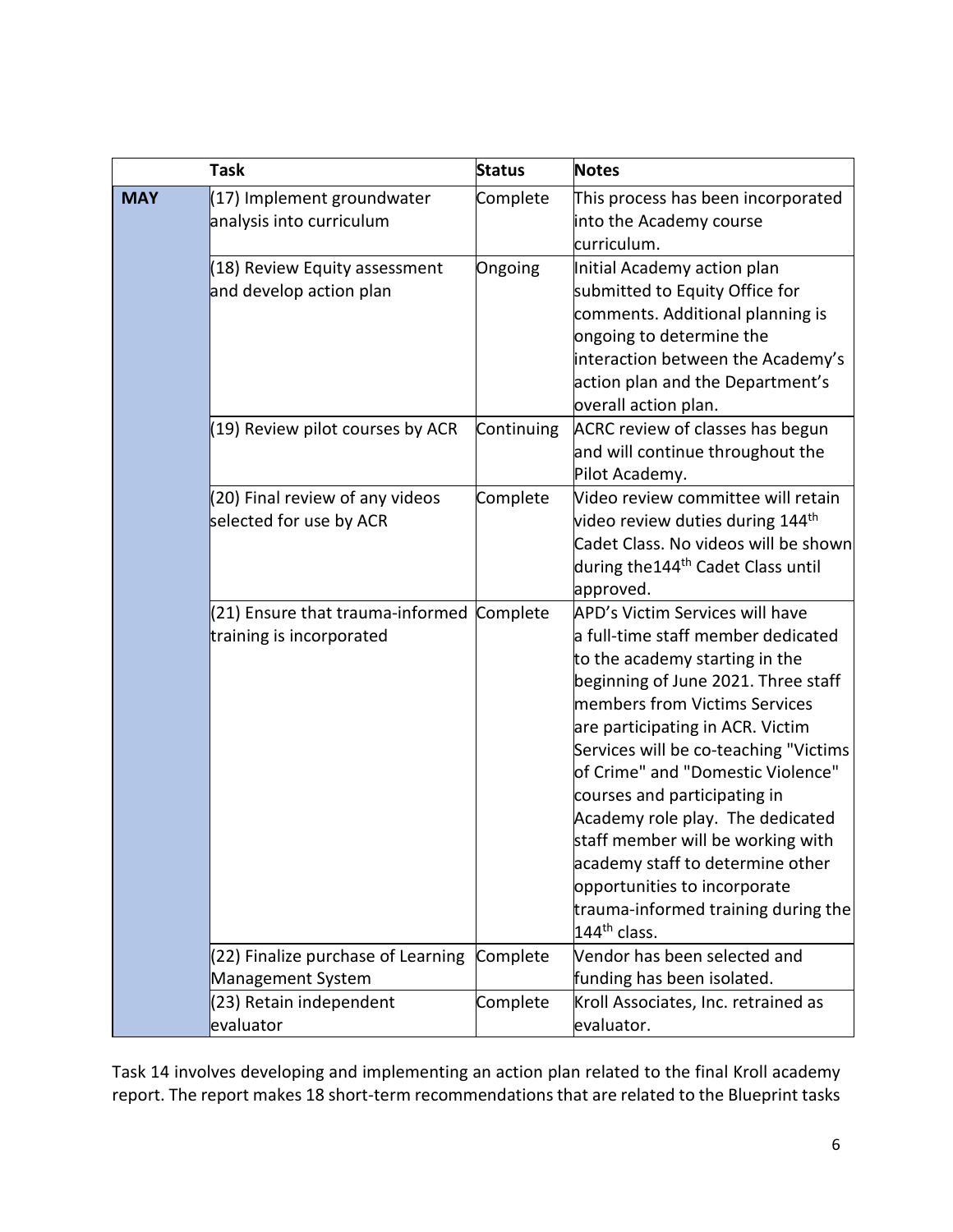| | Task | Status | Notes |
|---|---|---|---|
| **MAY** | (17) Implement groundwater analysis into curriculum | Complete | This process has been incorporated into the Academy course curriculum. |
| | (18) Review Equity assessment and develop action plan | Ongoing | Initial Academy action plan submitted to Equity Office for comments. Additional planning is ongoing to determine the interaction between the Academy's action plan and the Department's overall action plan. |
| | (19) Review pilot courses by ACR | Continuing | ACRC review of classes has begun and will continue throughout the Pilot Academy. |
| | (20) Final review of any videos selected for use by ACR | Complete | Video review committee will retain video review duties during 144th Cadet Class. No videos will be shown during the144th Cadet Class until approved. |
| | (21) Ensure that trauma-informed training is incorporated | Complete | APD's Victim Services will have a full-time staff member dedicated to the academy starting in the beginning of June 2021. Three staff members from Victims Services are participating in ACR. Victim Services will be co-teaching "Victims of Crime" and "Domestic Violence" courses and participating in Academy role play. The dedicated staff member will be working with academy staff to determine other opportunities to incorporate trauma-informed training during the 144th class. |
| | (22) Finalize purchase of Learning Management System | Complete | Vendor has been selected and funding has been isolated. |
| | (23) Retain independent evaluator | Complete | Kroll Associates, Inc. retrained as evaluator. |

Task 14 involves developing and implementing an action plan related to the final Kroll academy report. The report makes 18 short-term recommendations that are related to the Blueprint tasks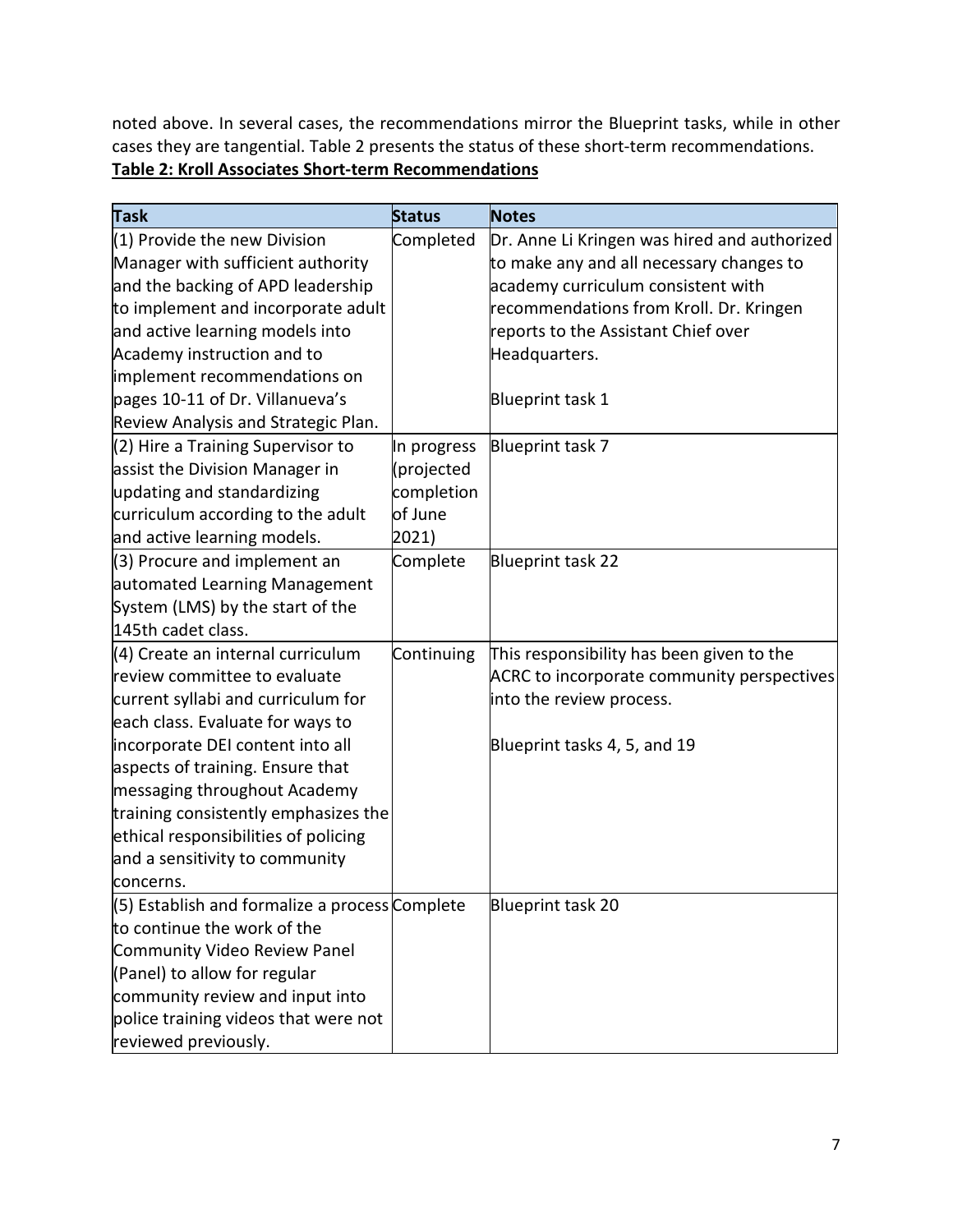noted above. In several cases, the recommendations mirror the Blueprint tasks, while in other cases they are tangential. Table 2 presents the status of these short-term recommendations.

**Table 2: Kroll Associates Short-term Recommendations**

| Task | Status | Notes |
|---|---|---|
| (1) Provide the new Division Manager with sufficient authority and the backing of APD leadership to implement and incorporate adult and active learning models into Academy instruction and to implement recommendations on pages 10-11 of Dr. Villanueva's Review Analysis and Strategic Plan. | Completed | Dr. Anne Li Kringen was hired and authorized to make any and all necessary changes to academy curriculum consistent with recommendations from Kroll. Dr. Kringen reports to the Assistant Chief over Headquarters.<br><br>Blueprint task 1 |
| (2) Hire a Training Supervisor to assist the Division Manager in updating and standardizing curriculum according to the adult and active learning models. | In progress (projected completion of June 2021) | Blueprint task 7 |
| (3) Procure and implement an automated Learning Management System (LMS) by the start of the 145th cadet class. | Complete | Blueprint task 22 |
| (4) Create an internal curriculum review committee to evaluate current syllabi and curriculum for each class. Evaluate for ways to incorporate DEI content into all aspects of training. Ensure that messaging throughout Academy training consistently emphasizes the ethical responsibilities of policing and a sensitivity to community concerns. | Continuing | This responsibility has been given to the ACRC to incorporate community perspectives into the review process.<br><br>Blueprint tasks 4, 5, and 19 |
| (5) Establish and formalize a process to continue the work of the Community Video Review Panel (Panel) to allow for regular community review and input into police training videos that were not reviewed previously. | Complete | Blueprint task 20 |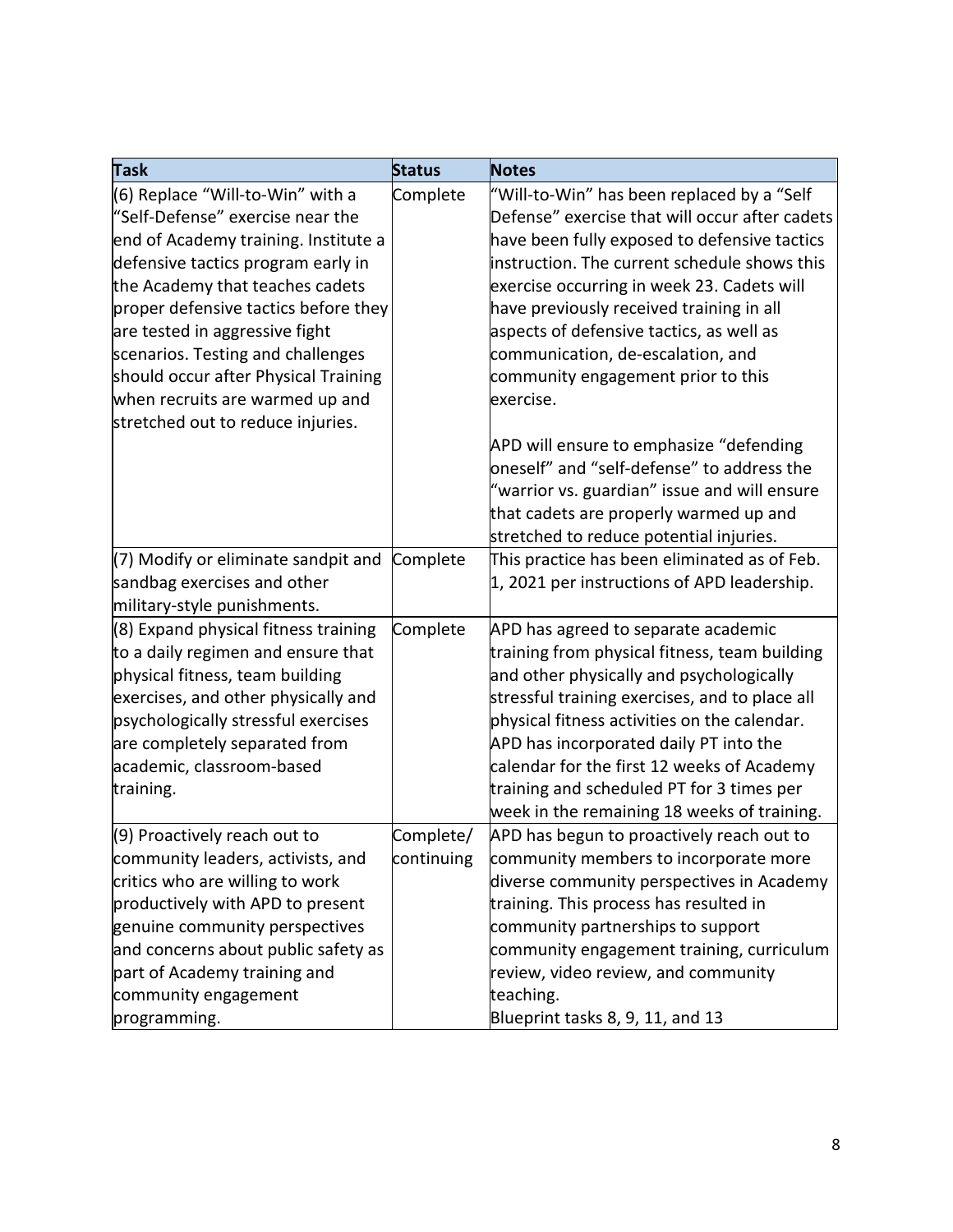| Task | Status | Notes |
| --- | --- | --- |
| (6) Replace "Will-to-Win" with a "Self-Defense" exercise near the end of Academy training. Institute a defensive tactics program early in the Academy that teaches cadets proper defensive tactics before they are tested in aggressive fight scenarios. Testing and challenges should occur after Physical Training when recruits are warmed up and stretched out to reduce injuries. | Complete | "Will-to-Win" has been replaced by a "Self Defense" exercise that will occur after cadets have been fully exposed to defensive tactics instruction. The current schedule shows this exercise occurring in week 23. Cadets will have previously received training in all aspects of defensive tactics, as well as communication, de-escalation, and community engagement prior to this exercise.<br><br>APD will ensure to emphasize "defending oneself" and "self-defense" to address the "warrior vs. guardian" issue and will ensure that cadets are properly warmed up and stretched to reduce potential injuries. |
| (7) Modify or eliminate sandpit and sandbag exercises and other military-style punishments. | Complete | This practice has been eliminated as of Feb. 1, 2021 per instructions of APD leadership. |
| (8) Expand physical fitness training to a daily regimen and ensure that physical fitness, team building exercises, and other physically and psychologically stressful exercises are completely separated from academic, classroom-based training. | Complete | APD has agreed to separate academic training from physical fitness, team building and other physically and psychologically stressful training exercises, and to place all physical fitness activities on the calendar. APD has incorporated daily PT into the calendar for the first 12 weeks of Academy training and scheduled PT for 3 times per week in the remaining 18 weeks of training. |
| (9) Proactively reach out to community leaders, activists, and critics who are willing to work productively with APD to present genuine community perspectives and concerns about public safety as part of Academy training and community engagement programming. | Complete/ continuing | APD has begun to proactively reach out to community members to incorporate more diverse community perspectives in Academy training. This process has resulted in community partnerships to support community engagement training, curriculum review, video review, and community teaching.<br>Blueprint tasks 8, 9, 11, and 13 |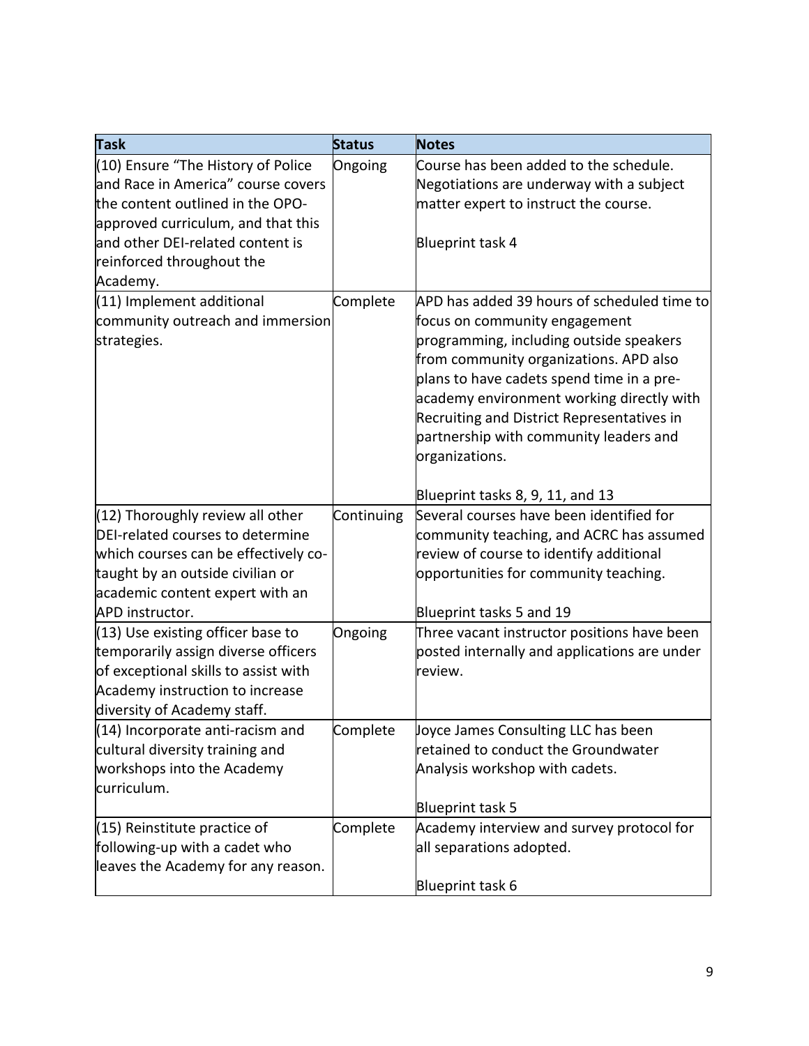| Task | Status | Notes |
|---|---|---|
| (10) Ensure "The History of Police and Race in America" course covers the content outlined in the OPO-approved curriculum, and that this and other DEI-related content is reinforced throughout the Academy. | Ongoing | Course has been added to the schedule. Negotiations are underway with a subject matter expert to instruct the course.<br><br>Blueprint task 4 |
| (11) Implement additional community outreach and immersion strategies. | Complete | APD has added 39 hours of scheduled time to focus on community engagement programming, including outside speakers from community organizations. APD also plans to have cadets spend time in a pre-academy environment working directly with Recruiting and District Representatives in partnership with community leaders and organizations.<br><br>Blueprint tasks 8, 9, 11, and 13 |
| (12) Thoroughly review all other DEI-related courses to determine which courses can be effectively co-taught by an outside civilian or academic content expert with an APD instructor. | Continuing | Several courses have been identified for community teaching, and ACRC has assumed review of course to identify additional opportunities for community teaching.<br><br>Blueprint tasks 5 and 19 |
| (13) Use existing officer base to temporarily assign diverse officers of exceptional skills to assist with Academy instruction to increase diversity of Academy staff. | Ongoing | Three vacant instructor positions have been posted internally and applications are under review. |
| (14) Incorporate anti-racism and cultural diversity training and workshops into the Academy curriculum. | Complete | Joyce James Consulting LLC has been retained to conduct the Groundwater Analysis workshop with cadets.<br><br>Blueprint task 5 |
| (15) Reinstitute practice of following-up with a cadet who leaves the Academy for any reason. | Complete | Academy interview and survey protocol for all separations adopted.<br><br>Blueprint task 6 |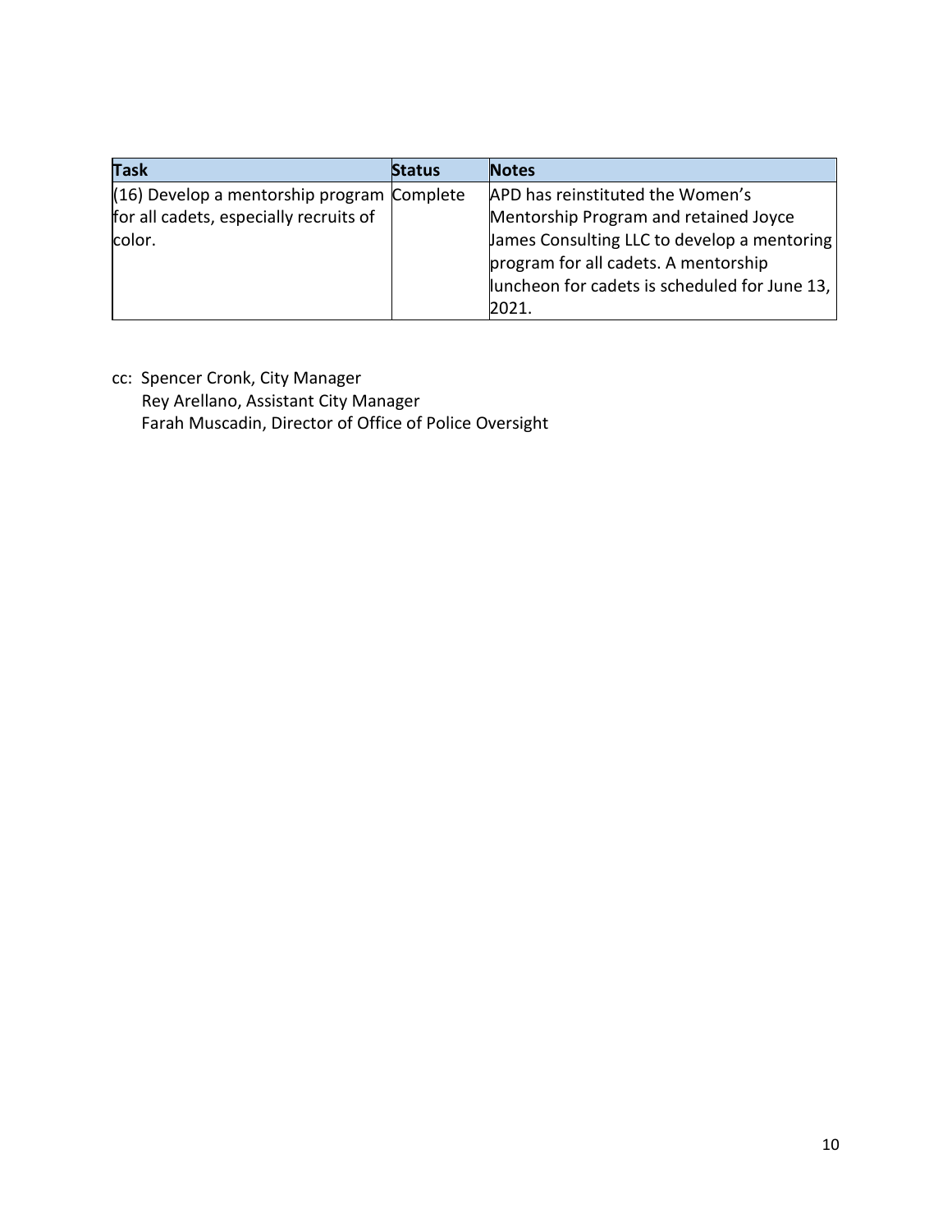| Task | Status | Notes |
|---|---|---|
| (16) Develop a mentorship program for all cadets, especially recruits of color. | Complete | APD has reinstituted the Women's Mentorship Program and retained Joyce James Consulting LLC to develop a mentoring program for all cadets. A mentorship luncheon for cadets is scheduled for June 13, 2021. |

cc: Spencer Cronk, City Manager
Rey Arellano, Assistant City Manager
Farah Muscadin, Director of Office of Police Oversight